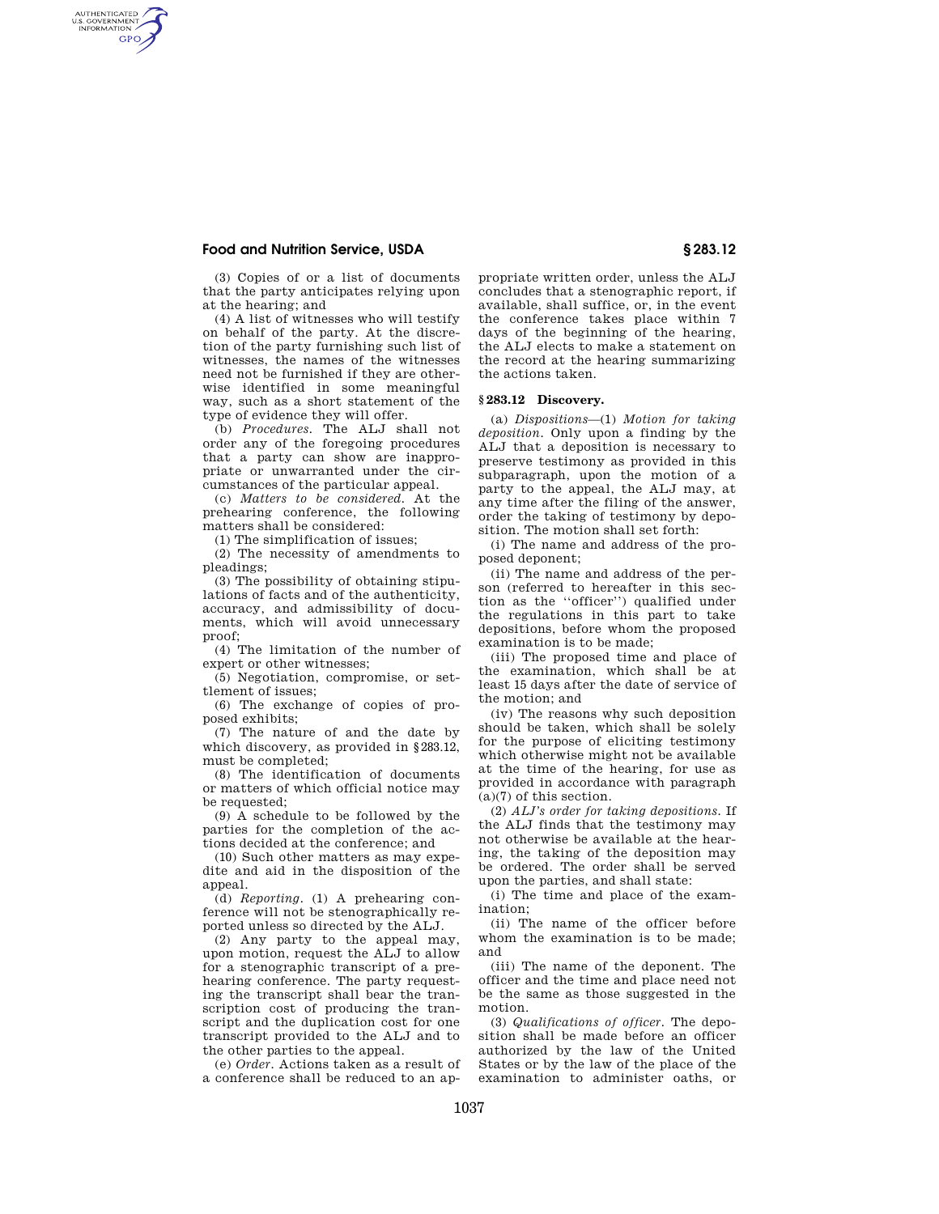(3) Copies of or a list of documents that the party anticipates relying upon at the hearing; and

(4) A list of witnesses who will testify on behalf of the party. At the discretion of the party furnishing such list of witnesses, the names of the witnesses need not be furnished if they are otherwise identified in some meaningful way, such as a short statement of the type of evidence they will offer.

(b) *Procedures.* The ALJ shall not order any of the foregoing procedures that a party can show are inappropriate or unwarranted under the circumstances of the particular appeal.

(c) *Matters to be considered.* At the prehearing conference, the following matters shall be considered:

(1) The simplification of issues;

(2) The necessity of amendments to pleadings;

(3) The possibility of obtaining stipulations of facts and of the authenticity, accuracy, and admissibility of documents, which will avoid unnecessary proof;

(4) The limitation of the number of expert or other witnesses;

(5) Negotiation, compromise, or settlement of issues;

(6) The exchange of copies of proposed exhibits;

(7) The nature of and the date by which discovery, as provided in §283.12, must be completed;

(8) The identification of documents or matters of which official notice may be requested;

(9) A schedule to be followed by the parties for the completion of the actions decided at the conference; and

(10) Such other matters as may expedite and aid in the disposition of the appeal.

(d) *Reporting.* (1) A prehearing conference will not be stenographically reported unless so directed by the ALJ.

(2) Any party to the appeal may, upon motion, request the ALJ to allow for a stenographic transcript of a prehearing conference. The party requesting the transcript shall bear the transcription cost of producing the transcript and the duplication cost for one transcript provided to the ALJ and to the other parties to the appeal.

(e) *Order.* Actions taken as a result of a conference shall be reduced to an appropriate written order, unless the ALJ concludes that a stenographic report, if available, shall suffice, or, in the event the conference takes place within 7 days of the beginning of the hearing, the ALJ elects to make a statement on the record at the hearing summarizing the actions taken.

## §283.12 Discovery.

(a) *Dispositions*—(1) *Motion for taking deposition.* Only upon a finding by the ALJ that a deposition is necessary to preserve testimony as provided in this subparagraph, upon the motion of a party to the appeal, the ALJ may, at any time after the filing of the answer, order the taking of testimony by deposition. The motion shall set forth:

(i) The name and address of the proposed deponent;

(ii) The name and address of the person (referred to hereafter in this section as the "officer") qualified under the regulations in this part to take depositions, before whom the proposed examination is to be made;

(iii) The proposed time and place of the examination, which shall be at least 15 days after the date of service of the motion; and

(iv) The reasons why such deposition should be taken, which shall be solely for the purpose of eliciting testimony which otherwise might not be available at the time of the hearing, for use as provided in accordance with paragraph (a)(7) of this section.

(2) *ALJ's order for taking depositions.* If the ALJ finds that the testimony may not otherwise be available at the hearing, the taking of the deposition may be ordered. The order shall be served upon the parties, and shall state:

(i) The time and place of the examination;

(ii) The name of the officer before whom the examination is to be made; and

(iii) The name of the deponent. The officer and the time and place need not be the same as those suggested in the motion.

(3) *Qualifications of officer.* The deposition shall be made before an officer authorized by the law of the United States or by the law of the place of the examination to administer oaths, or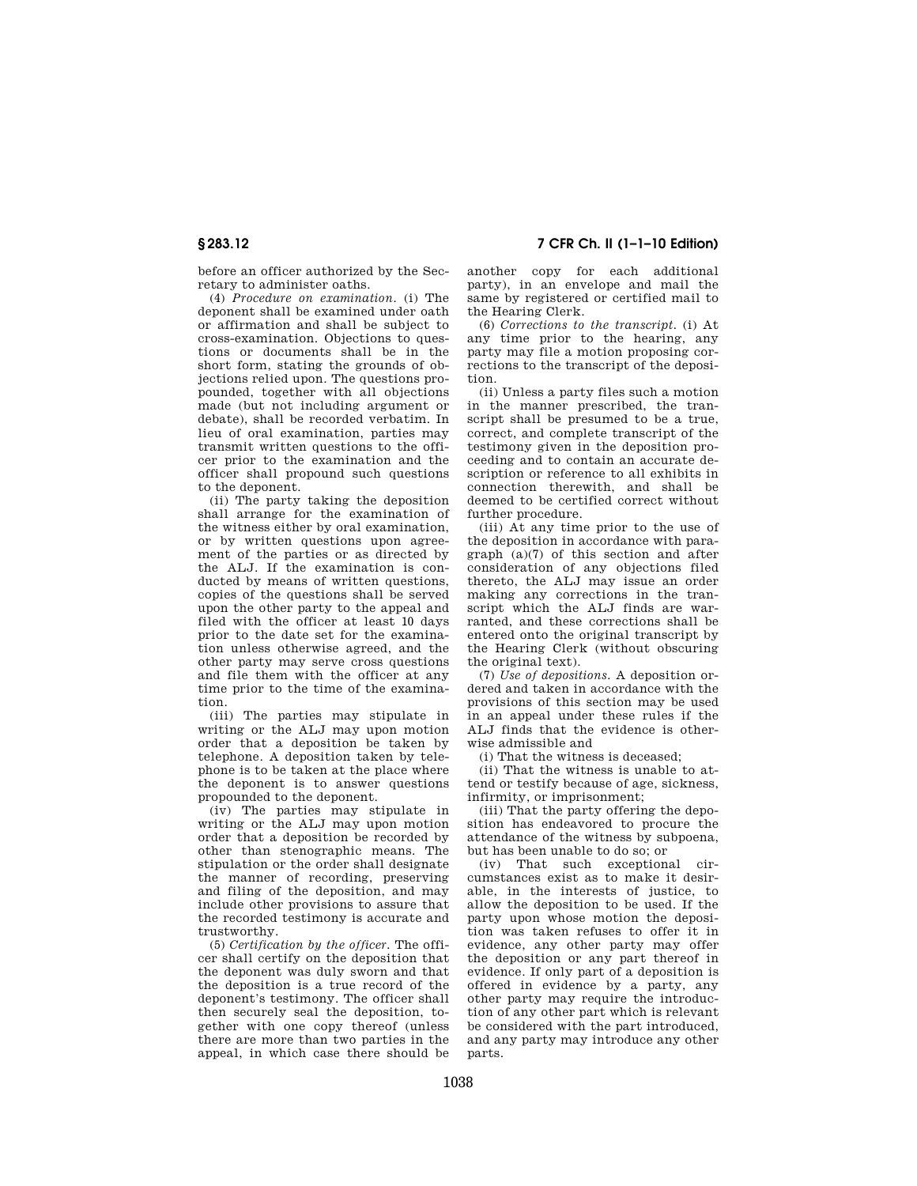before an officer authorized by the Secretary to administer oaths.

(4) *Procedure on examination.* (i) The deponent shall be examined under oath or affirmation and shall be subject to cross-examination. Objections to questions or documents shall be in the short form, stating the grounds of objections relied upon. The questions propounded, together with all objections made (but not including argument or debate), shall be recorded verbatim. In lieu of oral examination, parties may transmit written questions to the officer prior to the examination and the officer shall propound such questions to the deponent.

(ii) The party taking the deposition shall arrange for the examination of the witness either by oral examination, or by written questions upon agreement of the parties or as directed by the ALJ. If the examination is conducted by means of written questions, copies of the questions shall be served upon the other party to the appeal and filed with the officer at least 10 days prior to the date set for the examination unless otherwise agreed, and the other party may serve cross questions and file them with the officer at any time prior to the time of the examination.

(iii) The parties may stipulate in writing or the ALJ may upon motion order that a deposition be taken by telephone. A deposition taken by telephone is to be taken at the place where the deponent is to answer questions propounded to the deponent.

(iv) The parties may stipulate in writing or the ALJ may upon motion order that a deposition be recorded by other than stenographic means. The stipulation or the order shall designate the manner of recording, preserving and filing of the deposition, and may include other provisions to assure that the recorded testimony is accurate and trustworthy.

(5) *Certification by the officer.* The officer shall certify on the deposition that the deponent was duly sworn and that the deposition is a true record of the deponent's testimony. The officer shall then securely seal the deposition, together with one copy thereof (unless there are more than two parties in the appeal, in which case there should be another copy for each additional party), in an envelope and mail the same by registered or certified mail to the Hearing Clerk.

(6) *Corrections to the transcript.* (i) At any time prior to the hearing, any party may file a motion proposing corrections to the transcript of the deposition.

(ii) Unless a party files such a motion in the manner prescribed, the transcript shall be presumed to be a true, correct, and complete transcript of the testimony given in the deposition proceeding and to contain an accurate description or reference to all exhibits in connection therewith, and shall be deemed to be certified correct without further procedure.

(iii) At any time prior to the use of the deposition in accordance with paragraph (a)(7) of this section and after consideration of any objections filed thereto, the ALJ may issue an order making any corrections in the transcript which the ALJ finds are warranted, and these corrections shall be entered onto the original transcript by the Hearing Clerk (without obscuring the original text).

(7) *Use of depositions.* A deposition ordered and taken in accordance with the provisions of this section may be used in an appeal under these rules if the ALJ finds that the evidence is otherwise admissible and

(i) That the witness is deceased;

(ii) That the witness is unable to attend or testify because of age, sickness, infirmity, or imprisonment;

(iii) That the party offering the deposition has endeavored to procure the attendance of the witness by subpoena, but has been unable to do so; or

(iv) That such exceptional circumstances exist as to make it desirable, in the interests of justice, to allow the deposition to be used. If the party upon whose motion the deposition was taken refuses to offer it in evidence, any other party may offer the deposition or any part thereof in evidence. If only part of a deposition is offered in evidence by a party, any other party may require the introduction of any other part which is relevant be considered with the part introduced, and any party may introduce any other parts.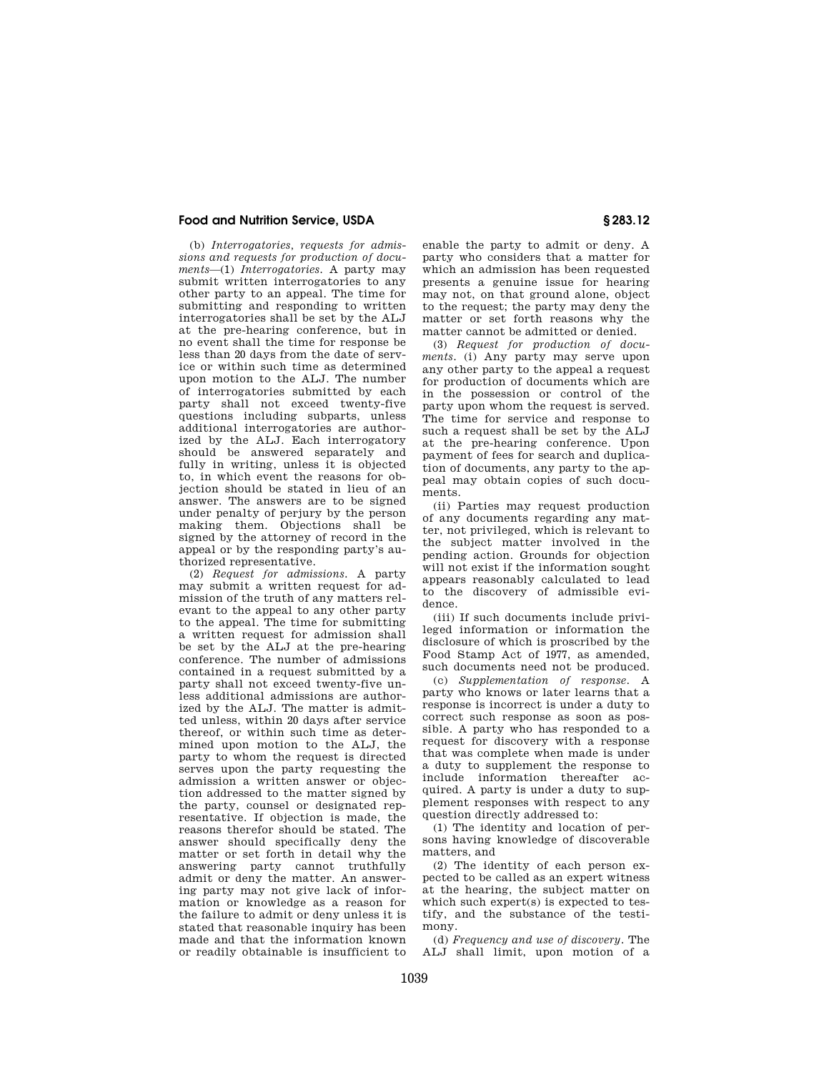(b) *Interrogatories, requests for admissions and requests for production of documents*—(1) *Interrogatories.* A party may submit written interrogatories to any other party to an appeal. The time for submitting and responding to written interrogatories shall be set by the ALJ at the pre-hearing conference, but in no event shall the time for response be less than 20 days from the date of service or within such time as determined upon motion to the ALJ. The number of interrogatories submitted by each party shall not exceed twenty-five questions including subparts, unless additional interrogatories are authorized by the ALJ. Each interrogatory should be answered separately and fully in writing, unless it is objected to, in which event the reasons for objection should be stated in lieu of an answer. The answers are to be signed under penalty of perjury by the person making them. Objections shall be signed by the attorney of record in the appeal or by the responding party's authorized representative.

(2) *Request for admissions.* A party may submit a written request for admission of the truth of any matters relevant to the appeal to any other party to the appeal. The time for submitting a written request for admission shall be set by the ALJ at the pre-hearing conference. The number of admissions contained in a request submitted by a party shall not exceed twenty-five unless additional admissions are authorized by the ALJ. The matter is admitted unless, within 20 days after service thereof, or within such time as determined upon motion to the ALJ, the party to whom the request is directed serves upon the party requesting the admission a written answer or objection addressed to the matter signed by the party, counsel or designated representative. If objection is made, the reasons therefor should be stated. The answer should specifically deny the matter or set forth in detail why the answering party cannot truthfully admit or deny the matter. An answering party may not give lack of information or knowledge as a reason for the failure to admit or deny unless it is stated that reasonable inquiry has been made and that the information known or readily obtainable is insufficient to enable the party to admit or deny. A party who considers that a matter for which an admission has been requested presents a genuine issue for hearing may not, on that ground alone, object to the request; the party may deny the matter or set forth reasons why the matter cannot be admitted or denied.

(3) *Request for production of documents.* (i) Any party may serve upon any other party to the appeal a request for production of documents which are in the possession or control of the party upon whom the request is served. The time for service and response to such a request shall be set by the ALJ at the pre-hearing conference. Upon payment of fees for search and duplication of documents, any party to the appeal may obtain copies of such documents.

(ii) Parties may request production of any documents regarding any matter, not privileged, which is relevant to the subject matter involved in the pending action. Grounds for objection will not exist if the information sought appears reasonably calculated to lead to the discovery of admissible evidence.

(iii) If such documents include privileged information or information the disclosure of which is proscribed by the Food Stamp Act of 1977, as amended, such documents need not be produced.

(c) *Supplementation of response.* A party who knows or later learns that a response is incorrect is under a duty to correct such response as soon as possible. A party who has responded to a request for discovery with a response that was complete when made is under a duty to supplement the response to include information thereafter acquired. A party is under a duty to supplement responses with respect to any question directly addressed to:

(1) The identity and location of persons having knowledge of discoverable matters, and

(2) The identity of each person expected to be called as an expert witness at the hearing, the subject matter on which such expert(s) is expected to testify, and the substance of the testimony.

(d) *Frequency and use of discovery.* The ALJ shall limit, upon motion of a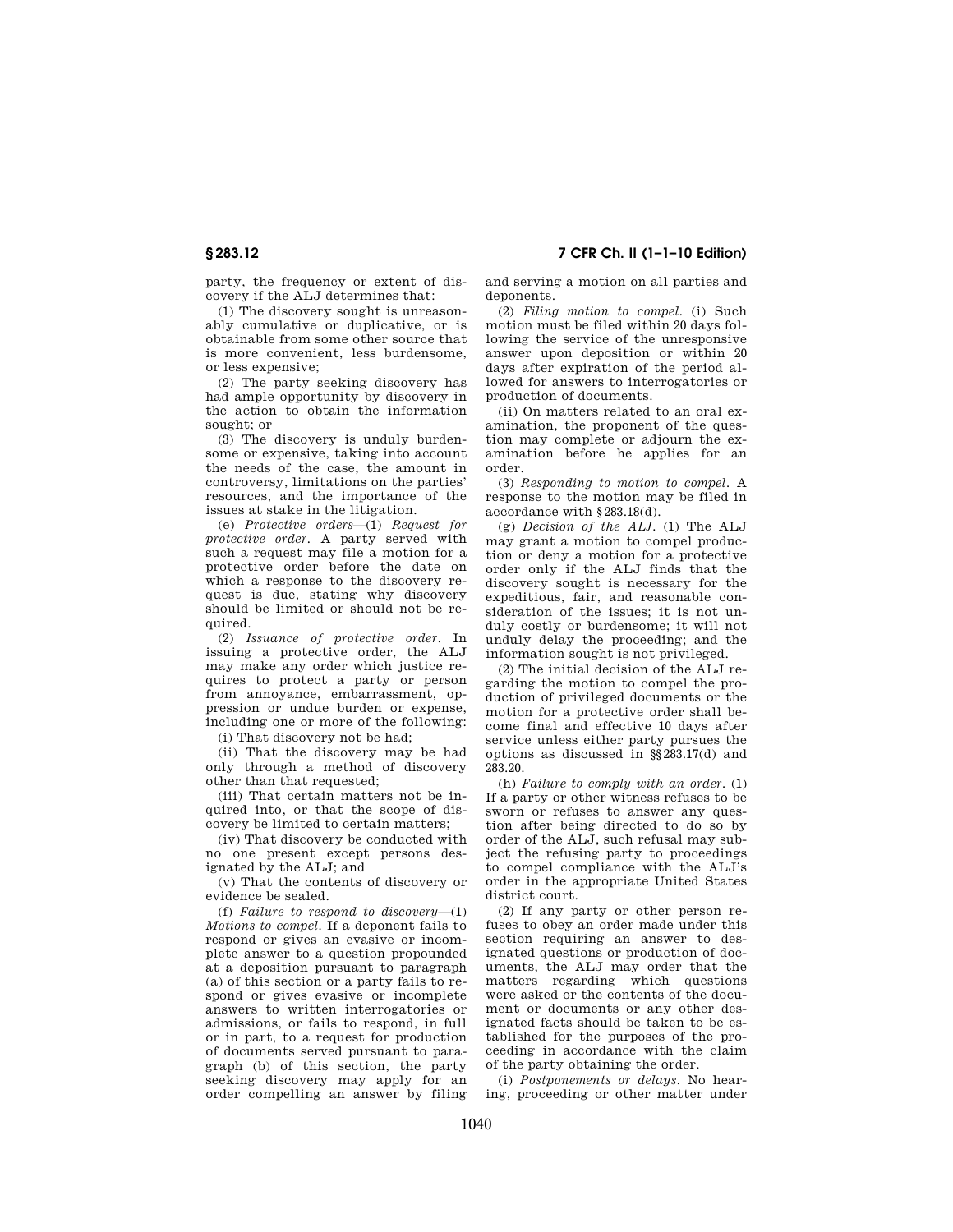party, the frequency or extent of discovery if the ALJ determines that:

(1) The discovery sought is unreasonably cumulative or duplicative, or is obtainable from some other source that is more convenient, less burdensome, or less expensive;

(2) The party seeking discovery has had ample opportunity by discovery in the action to obtain the information sought; or

(3) The discovery is unduly burdensome or expensive, taking into account the needs of the case, the amount in controversy, limitations on the parties' resources, and the importance of the issues at stake in the litigation.

(e) *Protective orders*—(1) *Request for protective order.* A party served with such a request may file a motion for a protective order before the date on which a response to the discovery request is due, stating why discovery should be limited or should not be required.

(2) *Issuance of protective order.* In issuing a protective order, the ALJ may make any order which justice requires to protect a party or person from annoyance, embarrassment, oppression or undue burden or expense, including one or more of the following:

(i) That discovery not be had;

(ii) That the discovery may be had only through a method of discovery other than that requested;

(iii) That certain matters not be inquired into, or that the scope of discovery be limited to certain matters;

(iv) That discovery be conducted with no one present except persons designated by the ALJ; and

(v) That the contents of discovery or evidence be sealed.

(f) *Failure to respond to discovery*—(1) *Motions to compel.* If a deponent fails to respond or gives an evasive or incomplete answer to a question propounded at a deposition pursuant to paragraph (a) of this section or a party fails to respond or gives evasive or incomplete answers to written interrogatories or admissions, or fails to respond, in full or in part, to a request for production of documents served pursuant to paragraph (b) of this section, the party seeking discovery may apply for an order compelling an answer by filing and serving a motion on all parties and deponents.

(2) *Filing motion to compel.* (i) Such motion must be filed within 20 days following the service of the unresponsive answer upon deposition or within 20 days after expiration of the period allowed for answers to interrogatories or production of documents.

(ii) On matters related to an oral examination, the proponent of the question may complete or adjourn the examination before he applies for an order.

(3) *Responding to motion to compel.* A response to the motion may be filed in accordance with §283.18(d).

(g) *Decision of the ALJ.* (1) The ALJ may grant a motion to compel production or deny a motion for a protective order only if the ALJ finds that the discovery sought is necessary for the expeditious, fair, and reasonable consideration of the issues; it is not unduly costly or burdensome; it will not unduly delay the proceeding; and the information sought is not privileged.

(2) The initial decision of the ALJ regarding the motion to compel the production of privileged documents or the motion for a protective order shall become final and effective 10 days after service unless either party pursues the options as discussed in §§283.17(d) and 283.20.

(h) *Failure to comply with an order.* (1) If a party or other witness refuses to be sworn or refuses to answer any question after being directed to do so by order of the ALJ, such refusal may subject the refusing party to proceedings to compel compliance with the ALJ's order in the appropriate United States district court.

(2) If any party or other person refuses to obey an order made under this section requiring an answer to designated questions or production of documents, the ALJ may order that the matters regarding which questions were asked or the contents of the document or documents or any other designated facts should be taken to be established for the purposes of the proceeding in accordance with the claim of the party obtaining the order.

(i) *Postponements or delays.* No hearing, proceeding or other matter under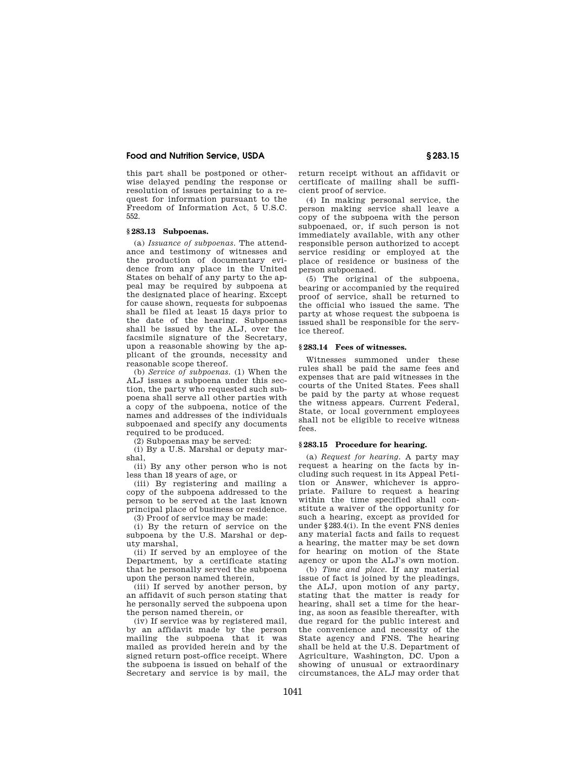this part shall be postponed or otherwise delayed pending the response or resolution of issues pertaining to a request for information pursuant to the Freedom of Information Act, 5 U.S.C. 552.

### § 283.13 Subpoenas.

(a) *Issuance of subpoenas.* The attendance and testimony of witnesses and the production of documentary evidence from any place in the United States on behalf of any party to the appeal may be required by subpoena at the designated place of hearing. Except for cause shown, requests for subpoenas shall be filed at least 15 days prior to the date of the hearing. Subpoenas shall be issued by the ALJ, over the facsimile signature of the Secretary, upon a reasonable showing by the applicant of the grounds, necessity and reasonable scope thereof.

(b) *Service of subpoenas.* (1) When the ALJ issues a subpoena under this section, the party who requested such subpoena shall serve all other parties with a copy of the subpoena, notice of the names and addresses of the individuals subpoenaed and specify any documents required to be produced.

(2) Subpoenas may be served:

(i) By a U.S. Marshal or deputy marshal,

(ii) By any other person who is not less than 18 years of age, or

(iii) By registering and mailing a copy of the subpoena addressed to the person to be served at the last known principal place of business or residence.

(3) Proof of service may be made:

(i) By the return of service on the subpoena by the U.S. Marshal or deputy marshal,

(ii) If served by an employee of the Department, by a certificate stating that he personally served the subpoena upon the person named therein,

(iii) If served by another person, by an affidavit of such person stating that he personally served the subpoena upon the person named therein, or

(iv) If service was by registered mail, by an affidavit made by the person mailing the subpoena that it was mailed as provided herein and by the signed return post-office receipt. Where the subpoena is issued on behalf of the Secretary and service is by mail, the return receipt without an affidavit or certificate of mailing shall be sufficient proof of service.

(4) In making personal service, the person making service shall leave a copy of the subpoena with the person subpoenaed, or, if such person is not immediately available, with any other responsible person authorized to accept service residing or employed at the place of residence or business of the person subpoenaed.

(5) The original of the subpoena, bearing or accompanied by the required proof of service, shall be returned to the official who issued the same. The party at whose request the subpoena is issued shall be responsible for the service thereof.

### § 283.14 Fees of witnesses.

Witnesses summoned under these rules shall be paid the same fees and expenses that are paid witnesses in the courts of the United States. Fees shall be paid by the party at whose request the witness appears. Current Federal, State, or local government employees shall not be eligible to receive witness fees.

### § 283.15 Procedure for hearing.

(a) *Request for hearing.* A party may request a hearing on the facts by including such request in its Appeal Petition or Answer, whichever is appropriate. Failure to request a hearing within the time specified shall constitute a waiver of the opportunity for such a hearing, except as provided for under § 283.4(i). In the event FNS denies any material facts and fails to request a hearing, the matter may be set down for hearing on motion of the State agency or upon the ALJ's own motion.

(b) *Time and place.* If any material issue of fact is joined by the pleadings, the ALJ, upon motion of any party, stating that the matter is ready for hearing, shall set a time for the hearing, as soon as feasible thereafter, with due regard for the public interest and the convenience and necessity of the State agency and FNS. The hearing shall be held at the U.S. Department of Agriculture, Washington, DC. Upon a showing of unusual or extraordinary circumstances, the ALJ may order that